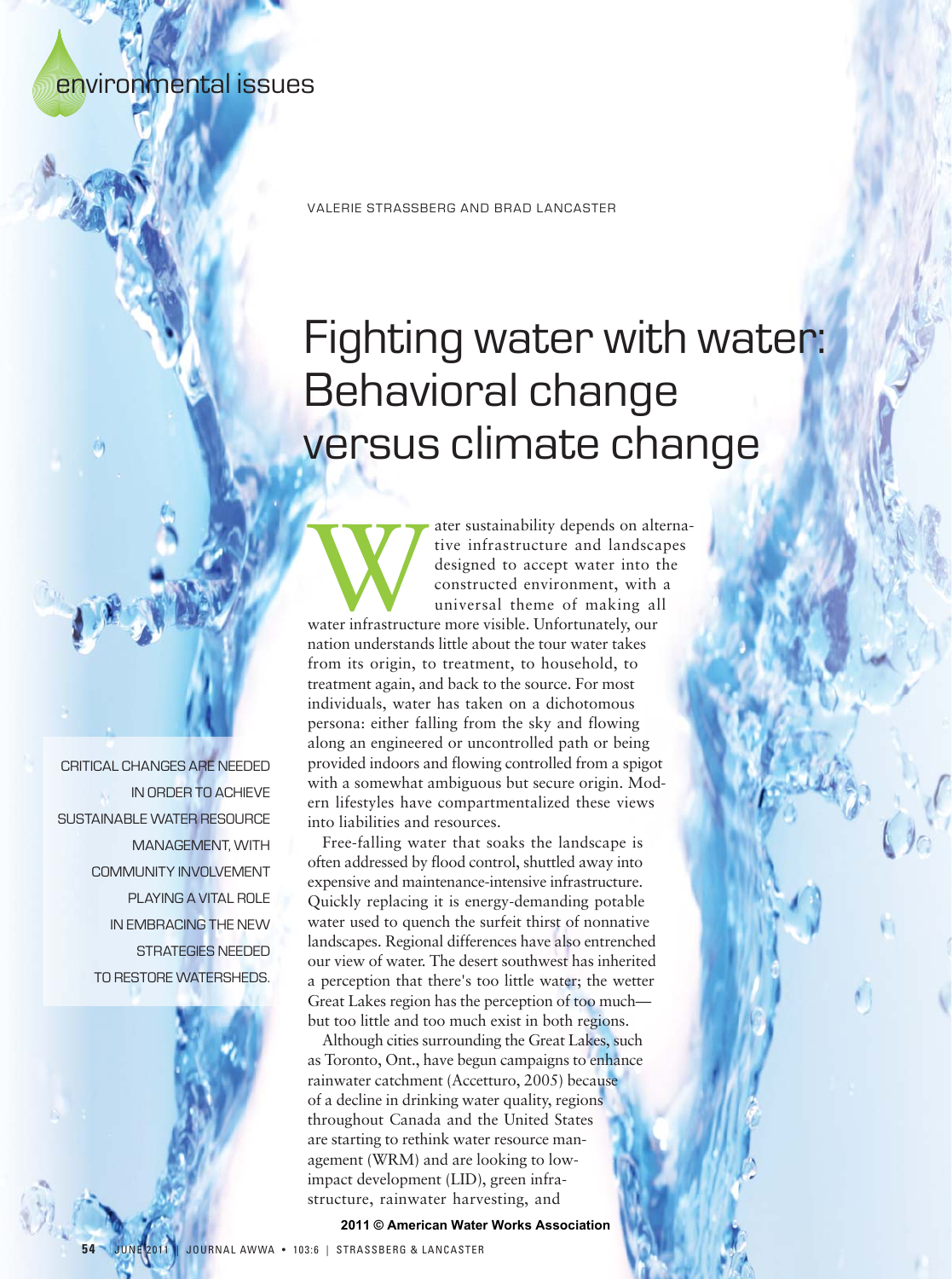environmental issues

VALERIE STRASSBERG AND BRAD LANCASTER

# Fighting water with water: Behavioral change versus climate change

CRITICAL CHANGES ARE NEEDED IN ORDER TO ACHIEVE SUSTAINABLE WATER RESOURCE MANAGEMENT, WITH COMMUNITY INVOLVEMENT PLAYING A VITAL ROLE IN EMBRACING THE NEW STRATEGIES NEEDED TO RESTORE WATERSHEDS.

Water sustainability depends on alternative infrastructure and landscapes designed to accept water into the constructed environment, with a universal theme of making all water infrastructure more visible. Unfortunately, our nation understands little about the tour water takes from its origin, to treatment, to household, to treatment again, and back to the source. For most individuals, water has taken on a dichotomous persona: either falling from the sky and flowing along an engineered or uncontrolled path or being provided indoors and flowing controlled from a spigot with a somewhat ambiguous but secure origin. Modern lifestyles have compartmentalized these views into liabilities and resources.

Free-falling water that soaks the landscape is often addressed by flood control, shuttled away into expensive and maintenance-intensive infrastructure. Quickly replacing it is energy-demanding potable water used to quench the surfeit thirst of nonnative landscapes. Regional differences have also entrenched our view of water. The desert southwest has inherited a perception that there's too little water; the wetter Great Lakes region has the perception of too much—but too little and too much exist in both regions.

Although cities surrounding the Great Lakes, such as Toronto, Ont., have begun campaigns to enhance rainwater catchment (Accetturo, 2005) because of a decline in drinking water quality, regions throughout Canada and the United States are starting to rethink water resource management (WRM) and are looking to low-impact development (LID), green infrastructure, rainwater harvesting, and

**2011 © American Water Works Association**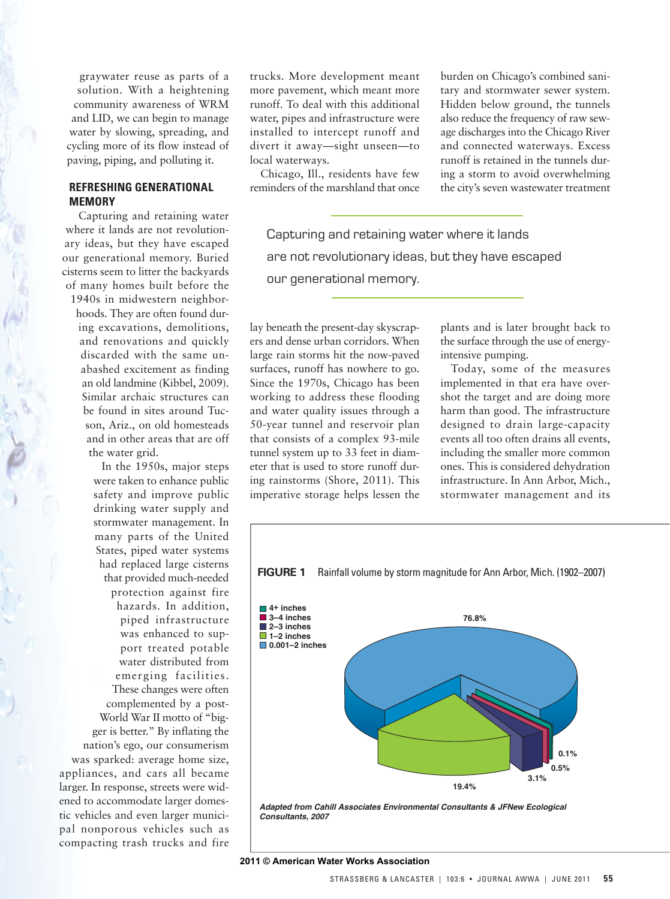graywater reuse as parts of a solution. With a heightening community awareness of WRM and LID, we can begin to manage water by slowing, spreading, and cycling more of its flow instead of paving, piping, and polluting it.

## REFRESHING GENERATIONAL MEMORY

Capturing and retaining water where it lands are not revolutionary ideas, but they have escaped our generational memory. Buried cisterns seem to litter the backyards of many homes built before the 1940s in midwestern neighborhoods. They are often found during excavations, demolitions, and renovations and quickly discarded with the unabashed excitement as finding an old landmine (Kibbel, 2009). Similar archaic structures can be found in sites around Tucson, Ariz., on old homesteads and in other areas that are off the water grid.

In the 1950s, major steps were taken to enhance public safety and improve public drinking water supply and stormwater management. In many parts of the United States, piped water systems had replaced large cisterns that provided much-needed protection against fire hazards. In addition, piped infrastructure was enhanced to support treated potable water distributed from emerging facilities. These changes were often complemented by a post-World War II motto of "bigger is better." By inflating the nation's ego, our consumerism was sparked: average home size, appliances, and cars all became larger. In response, streets were widened to accommodate larger domestic vehicles and even larger municipal nonporous vehicles such as compacting trash trucks and fire trucks. More development meant more pavement, which meant more runoff. To deal with this additional water, pipes and infrastructure were installed to intercept runoff and divert it away—sight unseen—to local waterways.

Chicago, Ill., residents have few reminders of the marshland that once lay beneath the present-day skyscrapers and dense urban corridors. When large rain storms hit the now-paved surfaces, runoff has nowhere to go. Since the 1970s, Chicago has been working to address these flooding and water quality issues through a 50-year tunnel and reservoir plan that consists of a complex 93-mile tunnel system up to 33 feet in diameter that is used to store runoff during rainstorms (Shore, 2011). This imperative storage helps lessen the burden on Chicago's combined sanitary and stormwater sewer system. Hidden below ground, the tunnels also reduce the frequency of raw sewage discharges into the Chicago River and connected waterways. Excess runoff is retained in the tunnels during a storm to avoid overwhelming the city's seven wastewater treatment plants and is later brought back to the surface through the use of energy-intensive pumping.

> Capturing and retaining water where it lands are not revolutionary ideas, but they have escaped our generational memory.

Today, some of the measures implemented in that era have overshot the target and are doing more harm than good. The infrastructure designed to drain large-capacity events all too often drains all events, including the smaller more common ones. This is considered dehydration infrastructure. In Ann Arbor, Mich., stormwater management and its

**FIGURE 1** Rainfall volume by storm magnitude for Ann Arbor, Mich. (1902–2007)

| Storm magnitude | Rainfall volume |
|---|---|
| 0.001–2 inches | 76.8% |
| 1–2 inches | 19.4% |
| 2–3 inches | 3.1% |
| 3–4 inches | 0.5% |
| 4+ inches | 0.1% |

*Adapted from Cahill Associates Environmental Consultants & JFNew Ecological Consultants, 2007*

**2011 © American Water Works Association**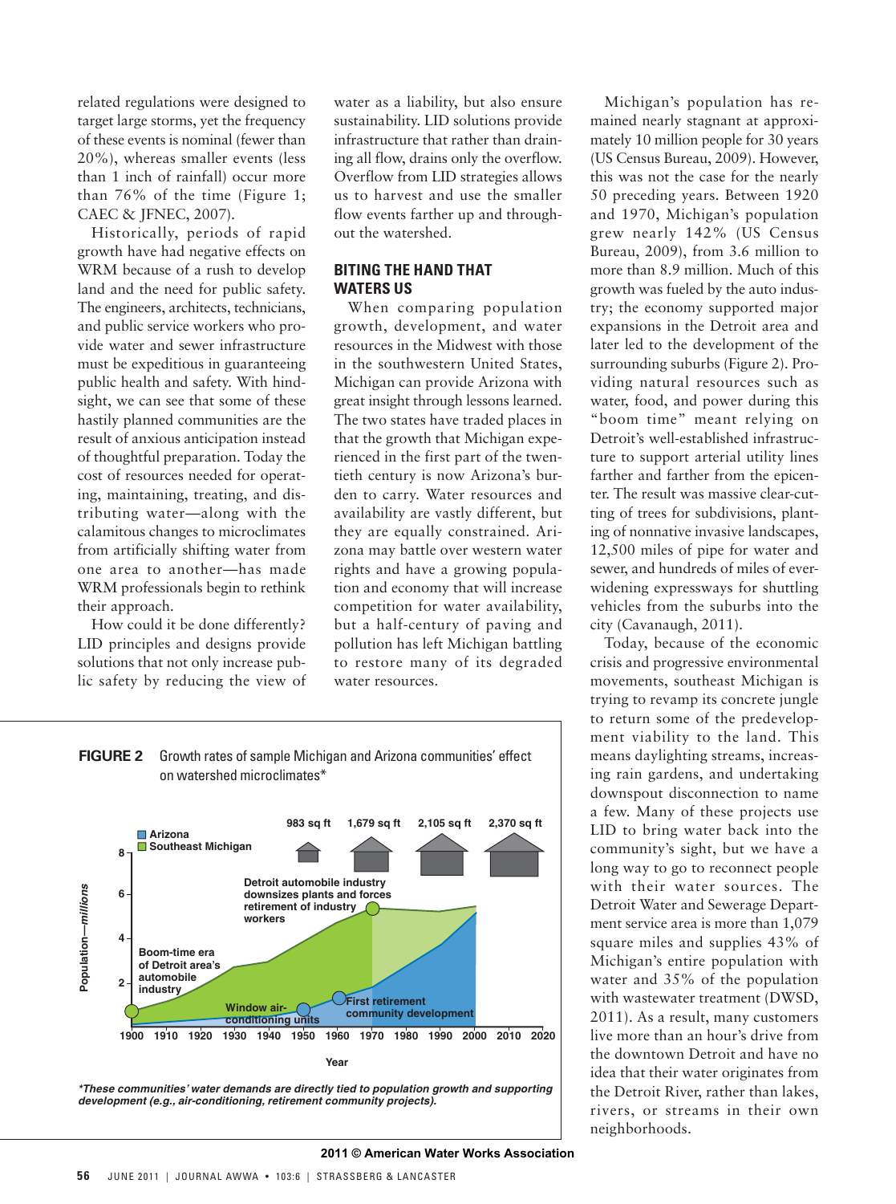related regulations were designed to target large storms, yet the frequency of these events is nominal (fewer than 20%), whereas smaller events (less than 1 inch of rainfall) occur more than 76% of the time (Figure 1; CAEC & JFNEC, 2007).

Historically, periods of rapid growth have had negative effects on WRM because of a rush to develop land and the need for public safety. The engineers, architects, technicians, and public service workers who provide water and sewer infrastructure must be expeditious in guaranteeing public health and safety. With hindsight, we can see that some of these hastily planned communities are the result of anxious anticipation instead of thoughtful preparation. Today the cost of resources needed for operating, maintaining, treating, and distributing water—along with the calamitous changes to microclimates from artificially shifting water from one area to another—has made WRM professionals begin to rethink their approach.

How could it be done differently? LID principles and designs provide solutions that not only increase public safety by reducing the view of water as a liability, but also ensure sustainability. LID solutions provide infrastructure that rather than draining all flow, drains only the overflow. Overflow from LID strategies allows us to harvest and use the smaller flow events farther up and throughout the watershed.

## BITING THE HAND THAT WATERS US

When comparing population growth, development, and water resources in the Midwest with those in the southwestern United States, Michigan can provide Arizona with great insight through lessons learned. The two states have traded places in that the growth that Michigan experienced in the first part of the twentieth century is now Arizona's burden to carry. Water resources and availability are vastly different, but they are equally constrained. Arizona may battle over western water rights and have a growing population and economy that will increase competition for water availability, but a half-century of paving and pollution has left Michigan battling to restore many of its degraded water resources.

Michigan's population has remained nearly stagnant at approximately 10 million people for 30 years (US Census Bureau, 2009). However, this was not the case for the nearly 50 preceding years. Between 1920 and 1970, Michigan's population grew nearly 142% (US Census Bureau, 2009), from 3.6 million to more than 8.9 million. Much of this growth was fueled by the auto industry; the economy supported major expansions in the Detroit area and later led to the development of the surrounding suburbs (Figure 2). Providing natural resources such as water, food, and power during this "boom time" meant relying on Detroit's well-established infrastructure to support arterial utility lines farther and farther from the epicenter. The result was massive clear-cutting of trees for subdivisions, planting of nonnative invasive landscapes, 12,500 miles of pipe for water and sewer, and hundreds of miles of ever-widening expressways for shuttling vehicles from the suburbs into the city (Cavanaugh, 2011).

Today, because of the economic crisis and progressive environmental movements, southeast Michigan is trying to revamp its concrete jungle to return some of the predevelopment viability to the land. This means daylighting streams, increasing rain gardens, and undertaking downspout disconnection to name a few. Many of these projects use LID to bring water back into the community's sight, but we have a long way to go to reconnect people with their water sources. The Detroit Water and Sewerage Department service area is more than 1,079 square miles and supplies 43% of Michigan's entire population with water and 35% of the population with wastewater treatment (DWSD, 2011). As a result, many customers live more than an hour's drive from the downtown Detroit and have no idea that their water originates from the Detroit River, rather than lakes, rivers, or streams in their own neighborhoods.

**FIGURE 2** Growth rates of sample Michigan and Arizona communities' effect on watershed microclimates*

*\*These communities' water demands are directly tied to population growth and supporting development (e.g., air-conditioning, retirement community projects).*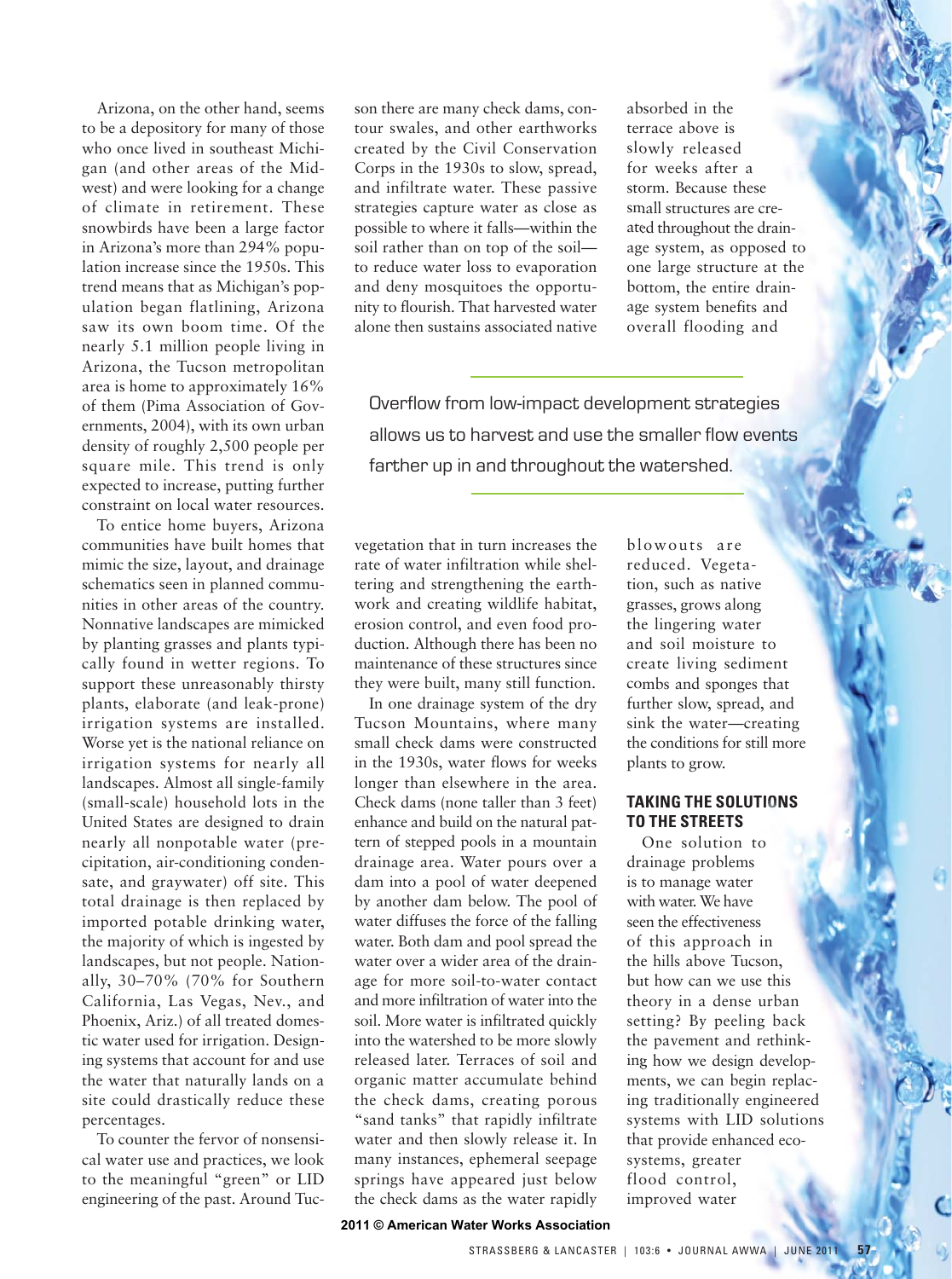Arizona, on the other hand, seems to be a depository for many of those who once lived in southeast Michigan (and other areas of the Midwest) and were looking for a change of climate in retirement. These snowbirds have been a large factor in Arizona's more than 294% population increase since the 1950s. This trend means that as Michigan's population began flatlining, Arizona saw its own boom time. Of the nearly 5.1 million people living in Arizona, the Tucson metropolitan area is home to approximately 16% of them (Pima Association of Governments, 2004), with its own urban density of roughly 2,500 people per square mile. This trend is only expected to increase, putting further constraint on local water resources.

To entice home buyers, Arizona communities have built homes that mimic the size, layout, and drainage schematics seen in planned communities in other areas of the country. Nonnative landscapes are mimicked by planting grasses and plants typically found in wetter regions. To support these unreasonably thirsty plants, elaborate (and leak-prone) irrigation systems are installed. Worse yet is the national reliance on irrigation systems for nearly all landscapes. Almost all single-family (small-scale) household lots in the United States are designed to drain nearly all nonpotable water (precipitation, air-conditioning condensate, and graywater) off site. This total drainage is then replaced by imported potable drinking water, the majority of which is ingested by landscapes, but not people. Nationally, 30–70% (70% for Southern California, Las Vegas, Nev., and Phoenix, Ariz.) of all treated domestic water used for irrigation. Designing systems that account for and use the water that naturally lands on a site could drastically reduce these percentages.

To counter the fervor of nonsensical water use and practices, we look to the meaningful "green" or LID engineering of the past. Around Tucson there are many check dams, contour swales, and other earthworks created by the Civil Conservation Corps in the 1930s to slow, spread, and infiltrate water. These passive strategies capture water as close as possible to where it falls—within the soil rather than on top of the soil—to reduce water loss to evaporation and deny mosquitoes the opportunity to flourish. That harvested water alone then sustains associated native vegetation that in turn increases the rate of water infiltration while sheltering and strengthening the earthwork and creating wildlife habitat, erosion control, and even food production. Although there has been no maintenance of these structures since they were built, many still function.

In one drainage system of the dry Tucson Mountains, where many small check dams were constructed in the 1930s, water flows for weeks longer than elsewhere in the area. Check dams (none taller than 3 feet) enhance and build on the natural pattern of stepped pools in a mountain drainage area. Water pours over a dam into a pool of water deepened by another dam below. The pool of water diffuses the force of the falling water. Both dam and pool spread the water over a wider area of the drainage for more soil-to-water contact and more infiltration of water into the soil. More water is infiltrated quickly into the watershed to be more slowly released later. Terraces of soil and organic matter accumulate behind the check dams, creating porous "sand tanks" that rapidly infiltrate water and then slowly release it. In many instances, ephemeral seepage springs have appeared just below the check dams as the water rapidly absorbed in the terrace above is slowly released for weeks after a storm. Because these small structures are created throughout the drainage system, as opposed to one large structure at the bottom, the entire drainage system benefits and overall flooding and blowouts are reduced. Vegetation, such as native grasses, grows along the lingering water and soil moisture to create living sediment combs and sponges that further slow, spread, and sink the water—creating the conditions for still more plants to grow.

> Overflow from low-impact development strategies allows us to harvest and use the smaller flow events farther up in and throughout the watershed.

## TAKING THE SOLUTIONS TO THE STREETS

One solution to drainage problems is to manage water with water. We have seen the effectiveness of this approach in the hills above Tucson, but how can we use this theory in a dense urban setting? By peeling back the pavement and rethinking how we design developments, we can begin replacing traditionally engineered systems with LID solutions that provide enhanced ecosystems, greater flood control, improved water

2011 © American Water Works Association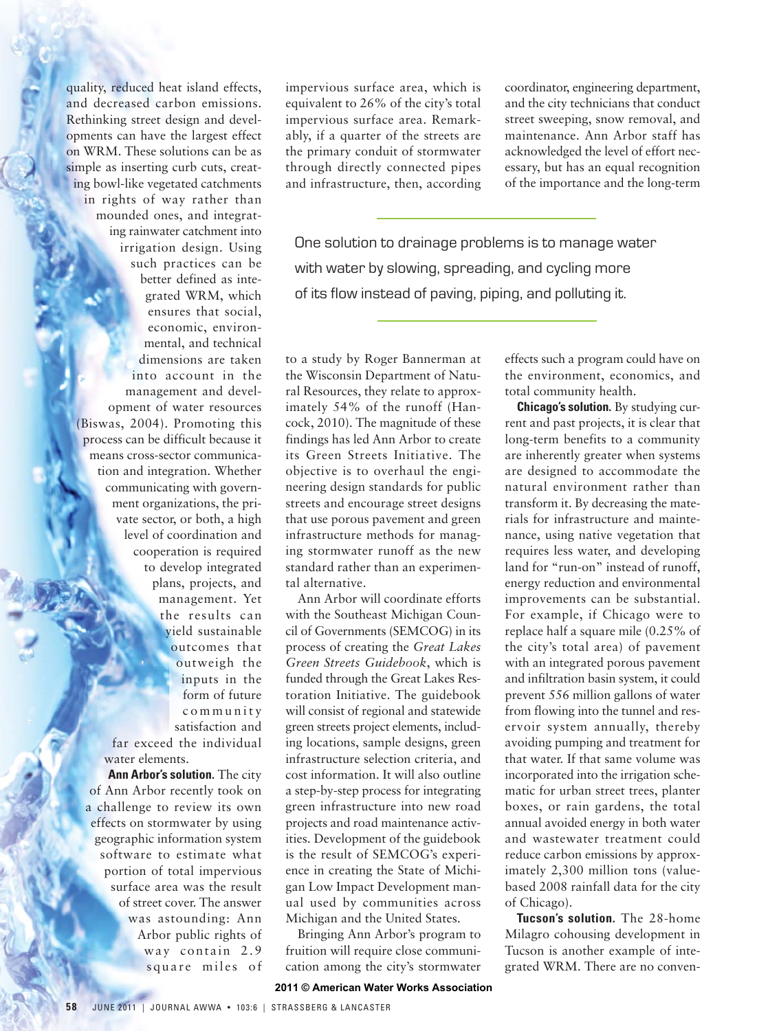quality, reduced heat island effects, and decreased carbon emissions. Rethinking street design and developments can have the largest effect on WRM. These solutions can be as simple as inserting curb cuts, creating bowl-like vegetated catchments in rights of way rather than mounded ones, and integrating rainwater catchment into irrigation design. Using such practices can be better defined as integrated WRM, which ensures that social, economic, environmental, and technical dimensions are taken into account in the management and development of water resources (Biswas, 2004). Promoting this process can be difficult because it means cross-sector communication and integration. Whether communicating with government organizations, the private sector, or both, a high level of coordination and cooperation is required to develop integrated plans, projects, and management. Yet the results can yield sustainable outcomes that outweigh the inputs in the form of future community satisfaction and far exceed the individual water elements.

**Ann Arbor's solution.** The city of Ann Arbor recently took on a challenge to review its own effects on stormwater by using geographic information system software to estimate what portion of total impervious surface area was the result of street cover. The answer was astounding: Ann Arbor public rights of way contain 2.9 square miles of impervious surface area, which is equivalent to 26% of the city's total impervious surface area. Remarkably, if a quarter of the streets are the primary conduit of stormwater through directly connected pipes and infrastructure, then, according to a study by Roger Bannerman at the Wisconsin Department of Natural Resources, they relate to approximately 54% of the runoff (Hancock, 2010). The magnitude of these findings has led Ann Arbor to create its Green Streets Initiative. The objective is to overhaul the engineering design standards for public streets and encourage street designs that use porous pavement and green infrastructure methods for managing stormwater runoff as the new standard rather than an experimental alternative.

> One solution to drainage problems is to manage water with water by slowing, spreading, and cycling more of its flow instead of paving, piping, and polluting it.

Ann Arbor will coordinate efforts with the Southeast Michigan Council of Governments (SEMCOG) in its process of creating the *Great Lakes Green Streets Guidebook*, which is funded through the Great Lakes Restoration Initiative. The guidebook will consist of regional and statewide green streets project elements, including locations, sample designs, green infrastructure selection criteria, and cost information. It will also outline a step-by-step process for integrating green infrastructure into new road projects and road maintenance activities. Development of the guidebook is the result of SEMCOG's experience in creating the State of Michigan Low Impact Development manual used by communities across Michigan and the United States.

Bringing Ann Arbor's program to fruition will require close communication among the city's stormwater coordinator, engineering department, and the city technicians that conduct street sweeping, snow removal, and maintenance. Ann Arbor staff has acknowledged the level of effort necessary, but has an equal recognition of the importance and the long-term effects such a program could have on the environment, economics, and total community health.

**Chicago's solution.** By studying current and past projects, it is clear that long-term benefits to a community are inherently greater when systems are designed to accommodate the natural environment rather than transform it. By decreasing the materials for infrastructure and maintenance, using native vegetation that requires less water, and developing land for "run-on" instead of runoff, energy reduction and environmental improvements can be substantial. For example, if Chicago were to replace half a square mile (0.25% of the city's total area) of pavement with an integrated porous pavement and infiltration basin system, it could prevent 556 million gallons of water from flowing into the tunnel and reservoir system annually, thereby avoiding pumping and treatment for that water. If that same volume was incorporated into the irrigation schematic for urban street trees, planter boxes, or rain gardens, the total annual avoided energy in both water and wastewater treatment could reduce carbon emissions by approximately 2,300 million tons (value-based 2008 rainfall data for the city of Chicago).

**Tucson's solution.** The 28-home Milagro cohousing development in Tucson is another example of integrated WRM. There are no conven-

2011 © American Water Works Association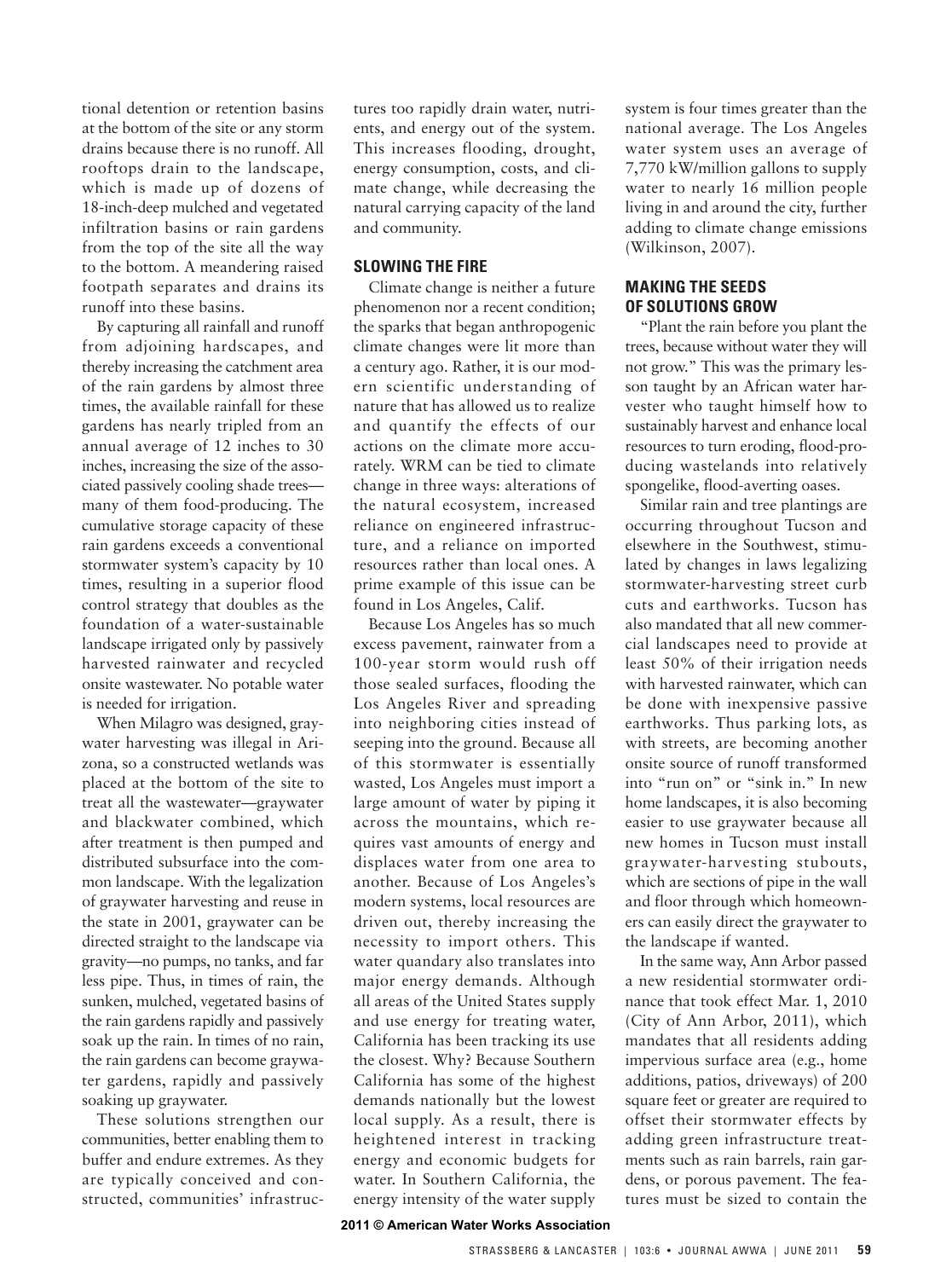tional detention or retention basins at the bottom of the site or any storm drains because there is no runoff. All rooftops drain to the landscape, which is made up of dozens of 18-inch-deep mulched and vegetated infiltration basins or rain gardens from the top of the site all the way to the bottom. A meandering raised footpath separates and drains its runoff into these basins.

By capturing all rainfall and runoff from adjoining hardscapes, and thereby increasing the catchment area of the rain gardens by almost three times, the available rainfall for these gardens has nearly tripled from an annual average of 12 inches to 30 inches, increasing the size of the associated passively cooling shade trees—many of them food-producing. The cumulative storage capacity of these rain gardens exceeds a conventional stormwater system's capacity by 10 times, resulting in a superior flood control strategy that doubles as the foundation of a water-sustainable landscape irrigated only by passively harvested rainwater and recycled onsite wastewater. No potable water is needed for irrigation.

When Milagro was designed, graywater harvesting was illegal in Arizona, so a constructed wetlands was placed at the bottom of the site to treat all the wastewater—graywater and blackwater combined, which after treatment is then pumped and distributed subsurface into the common landscape. With the legalization of graywater harvesting and reuse in the state in 2001, graywater can be directed straight to the landscape via gravity—no pumps, no tanks, and far less pipe. Thus, in times of rain, the sunken, mulched, vegetated basins of the rain gardens rapidly and passively soak up the rain. In times of no rain, the rain gardens can become graywater gardens, rapidly and passively soaking up graywater.

These solutions strengthen our communities, better enabling them to buffer and endure extremes. As they are typically conceived and constructed, communities' infrastructures too rapidly drain water, nutrients, and energy out of the system. This increases flooding, drought, energy consumption, costs, and climate change, while decreasing the natural carrying capacity of the land and community.

## SLOWING THE FIRE

Climate change is neither a future phenomenon nor a recent condition; the sparks that began anthropogenic climate changes were lit more than a century ago. Rather, it is our modern scientific understanding of nature that has allowed us to realize and quantify the effects of our actions on the climate more accurately. WRM can be tied to climate change in three ways: alterations of the natural ecosystem, increased reliance on engineered infrastructure, and a reliance on imported resources rather than local ones. A prime example of this issue can be found in Los Angeles, Calif.

Because Los Angeles has so much excess pavement, rainwater from a 100-year storm would rush off those sealed surfaces, flooding the Los Angeles River and spreading into neighboring cities instead of seeping into the ground. Because all of this stormwater is essentially wasted, Los Angeles must import a large amount of water by piping it across the mountains, which requires vast amounts of energy and displaces water from one area to another. Because of Los Angeles's modern systems, local resources are driven out, thereby increasing the necessity to import others. This water quandary also translates into major energy demands. Although all areas of the United States supply and use energy for treating water, California has been tracking its use the closest. Why? Because Southern California has some of the highest demands nationally but the lowest local supply. As a result, there is heightened interest in tracking energy and economic budgets for water. In Southern California, the energy intensity of the water supply system is four times greater than the national average. The Los Angeles water system uses an average of 7,770 kW/million gallons to supply water to nearly 16 million people living in and around the city, further adding to climate change emissions (Wilkinson, 2007).

## MAKING THE SEEDS OF SOLUTIONS GROW

"Plant the rain before you plant the trees, because without water they will not grow." This was the primary lesson taught by an African water harvester who taught himself how to sustainably harvest and enhance local resources to turn eroding, flood-producing wastelands into relatively spongelike, flood-averting oases.

Similar rain and tree plantings are occurring throughout Tucson and elsewhere in the Southwest, stimulated by changes in laws legalizing stormwater-harvesting street curb cuts and earthworks. Tucson has also mandated that all new commercial landscapes need to provide at least 50% of their irrigation needs with harvested rainwater, which can be done with inexpensive passive earthworks. Thus parking lots, as with streets, are becoming another onsite source of runoff transformed into "run on" or "sink in." In new home landscapes, it is also becoming easier to use graywater because all new homes in Tucson must install graywater-harvesting stubouts, which are sections of pipe in the wall and floor through which homeowners can easily direct the graywater to the landscape if wanted.

In the same way, Ann Arbor passed a new residential stormwater ordinance that took effect Mar. 1, 2010 (City of Ann Arbor, 2011), which mandates that all residents adding impervious surface area (e.g., home additions, patios, driveways) of 200 square feet or greater are required to offset their stormwater effects by adding green infrastructure treatments such as rain barrels, rain gardens, or porous pavement. The features must be sized to contain the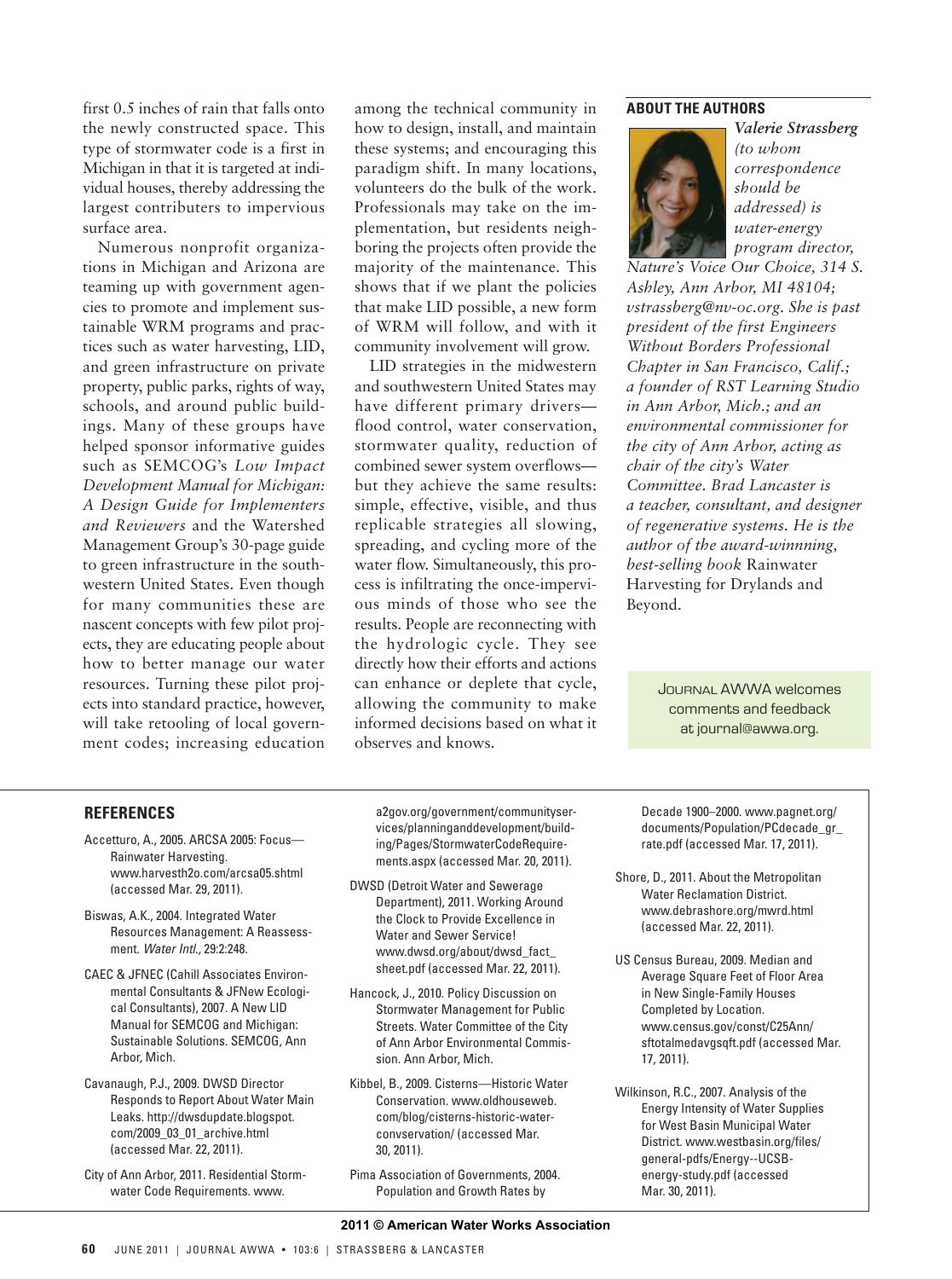first 0.5 inches of rain that falls onto the newly constructed space. This type of stormwater code is a first in Michigan in that it is targeted at individual houses, thereby addressing the largest contributers to impervious surface area.

Numerous nonprofit organizations in Michigan and Arizona are teaming up with government agencies to promote and implement sustainable WRM programs and practices such as water harvesting, LID, and green infrastructure on private property, public parks, rights of way, schools, and around public buildings. Many of these groups have helped sponsor informative guides such as SEMCOG's *Low Impact Development Manual for Michigan: A Design Guide for Implementers and Reviewers* and the Watershed Management Group's 30-page guide to green infrastructure in the southwestern United States. Even though for many communities these are nascent concepts with few pilot projects, they are educating people about how to better manage our water resources. Turning these pilot projects into standard practice, however, will take retooling of local government codes; increasing education among the technical community in how to design, install, and maintain these systems; and encouraging this paradigm shift. In many locations, volunteers do the bulk of the work. Professionals may take on the implementation, but residents neighboring the projects often provide the majority of the maintenance. This shows that if we plant the policies that make LID possible, a new form of WRM will follow, and with it community involvement will grow.

LID strategies in the midwestern and southwestern United States may have different primary drivers—flood control, water conservation, stormwater quality, reduction of combined sewer system overflows—but they achieve the same results: simple, effective, visible, and thus replicable strategies all slowing, spreading, and cycling more of the water flow. Simultaneously, this process is infiltrating the once-impervious minds of those who see the results. People are reconnecting with the hydrologic cycle. They see directly how their efforts and actions can enhance or deplete that cycle, allowing the community to make informed decisions based on what it observes and knows.

## ABOUT THE AUTHORS

***Valerie Strassberg*** *(to whom correspondence should be addressed) is water-energy program director, Nature's Voice Our Choice, 314 S. Ashley, Ann Arbor, MI 48104; vstrassberg@nv-oc.org. She is past president of the first Engineers Without Borders Professional Chapter in San Francisco, Calif.; a founder of RST Learning Studio in Ann Arbor, Mich.; and an environmental commissioner for the city of Ann Arbor, acting as chair of the city's Water Committee. Brad Lancaster is a teacher, consultant, and designer of regenerative systems. He is the author of the award-winnning, best-selling book* Rainwater Harvesting for Drylands and Beyond.

JOURNAL AWWA welcomes comments and feedback at journal@awwa.org.

## REFERENCES

Accetturo, A., 2005. ARCSA 2005: Focus—Rainwater Harvesting. www.harvesth2o.com/arcsa05.shtml (accessed Mar. 29, 2011).

Biswas, A.K., 2004. Integrated Water Resources Management: A Reassessment. *Water Intl.,* 29:2:248.

CAEC & JFNEC (Cahill Associates Environmental Consultants & JFNew Ecological Consultants), 2007. A New LID Manual for SEMCOG and Michigan: Sustainable Solutions. SEMCOG, Ann Arbor, Mich.

Cavanaugh, P.J., 2009. DWSD Director Responds to Report About Water Main Leaks. http://dwsdupdate.blogspot.com/2009_03_01_archive.html (accessed Mar. 22, 2011).

City of Ann Arbor, 2011. Residential Stormwater Code Requirements. www.a2gov.org/government/communityservices/planninganddevelopment/building/Pages/StormwaterCodeRequirements.aspx (accessed Mar. 20, 2011).

DWSD (Detroit Water and Sewerage Department), 2011. Working Around the Clock to Provide Excellence in Water and Sewer Service! www.dwsd.org/about/dwsd_fact_sheet.pdf (accessed Mar. 22, 2011).

Hancock, J., 2010. Policy Discussion on Stormwater Management for Public Streets. Water Committee of the City of Ann Arbor Environmental Commission. Ann Arbor, Mich.

Kibbel, B., 2009. Cisterns—Historic Water Conservation. www.oldhouseweb.com/blog/cisterns-historic-water-convservation/ (accessed Mar. 30, 2011).

Pima Association of Governments, 2004. Population and Growth Rates by Decade 1900–2000. www.pagnet.org/documents/Population/PCdecade_gr_rate.pdf (accessed Mar. 17, 2011).

Shore, D., 2011. About the Metropolitan Water Reclamation District. www.debrashore.org/mwrd.html (accessed Mar. 22, 2011).

US Census Bureau, 2009. Median and Average Square Feet of Floor Area in New Single-Family Houses Completed by Location. www.census.gov/const/C25Ann/sftotalmedavgsqft.pdf (accessed Mar. 17, 2011).

Wilkinson, R.C., 2007. Analysis of the Energy Intensity of Water Supplies for West Basin Municipal Water District. www.westbasin.org/files/general-pdfs/Energy--UCSB-energy-study.pdf (accessed Mar. 30, 2011).